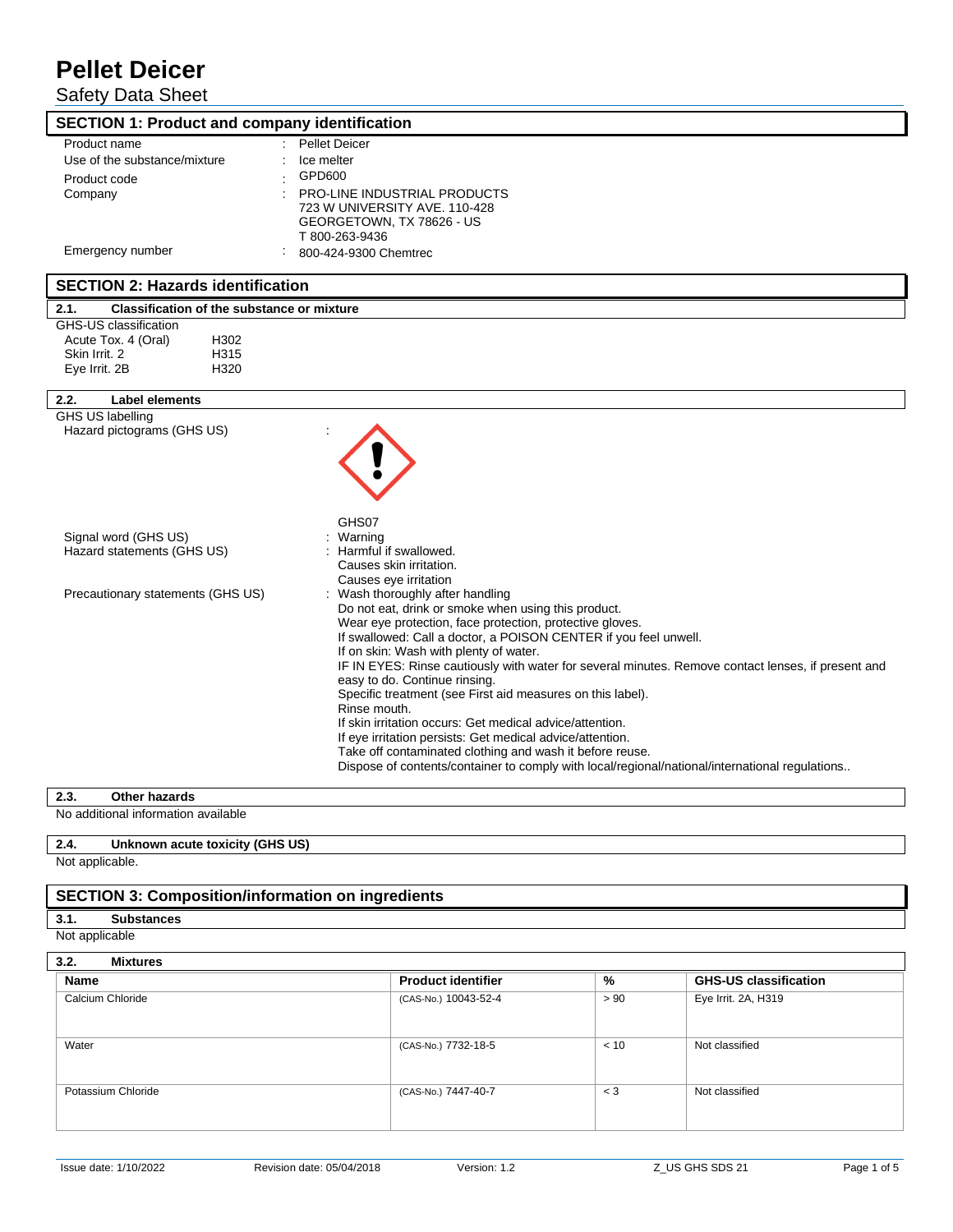# Pellet Deicer

Safety Data Sheet

## SECTION 1: Product and company identification

| | | |
|---|---|---|
| Product name | : | Pellet Deicer |
| Use of the substance/mixture | : | Ice melter |
| Product code | : | GPD600 |
| Company | : | PRO-LINE INDUSTRIAL PRODUCTS<br>723 W UNIVERSITY AVE. 110-428<br>GEORGETOWN, TX 78626 - US<br>T 800-263-9436 |
| Emergency number | : | 800-424-9300 Chemtrec |

## SECTION 2: Hazards identification

### 2.1. Classification of the substance or mixture

GHS-US classification

| | |
|---|---|
| Acute Tox. 4 (Oral) | H302 |
| Skin Irrit. 2 | H315 |
| Eye Irrit. 2B | H320 |

### 2.2. Label elements

GHS US labelling

Hazard pictograms (GHS US) :

GHS07

Signal word (GHS US) : Warning

Hazard statements (GHS US) : Harmful if swallowed.
Causes skin irritation.
Causes eye irritation

Precautionary statements (GHS US) : Wash thoroughly after handling
Do not eat, drink or smoke when using this product.
Wear eye protection, face protection, protective gloves.
If swallowed: Call a doctor, a POISON CENTER if you feel unwell.
If on skin: Wash with plenty of water.
IF IN EYES: Rinse cautiously with water for several minutes. Remove contact lenses, if present and easy to do. Continue rinsing.
Specific treatment (see First aid measures on this label).
Rinse mouth.
If skin irritation occurs: Get medical advice/attention.
If eye irritation persists: Get medical advice/attention.
Take off contaminated clothing and wash it before reuse.
Dispose of contents/container to comply with local/regional/national/international regulations..

### 2.3. Other hazards

No additional information available

### 2.4. Unknown acute toxicity (GHS US)

Not applicable.

## SECTION 3: Composition/information on ingredients

### 3.1. Substances

Not applicable

### 3.2. Mixtures

| Name | Product identifier | % | GHS-US classification |
|---|---|---|---|
| Calcium Chloride | (CAS-No.) 10043-52-4 | > 90 | Eye Irrit. 2A, H319 |
| Water | (CAS-No.) 7732-18-5 | < 10 | Not classified |
| Potassium Chloride | (CAS-No.) 7447-40-7 | < 3 | Not classified |

Issue date: 1/10/2022 Revision date: 05/04/2018 Version: 1.2 Z_US GHS SDS 21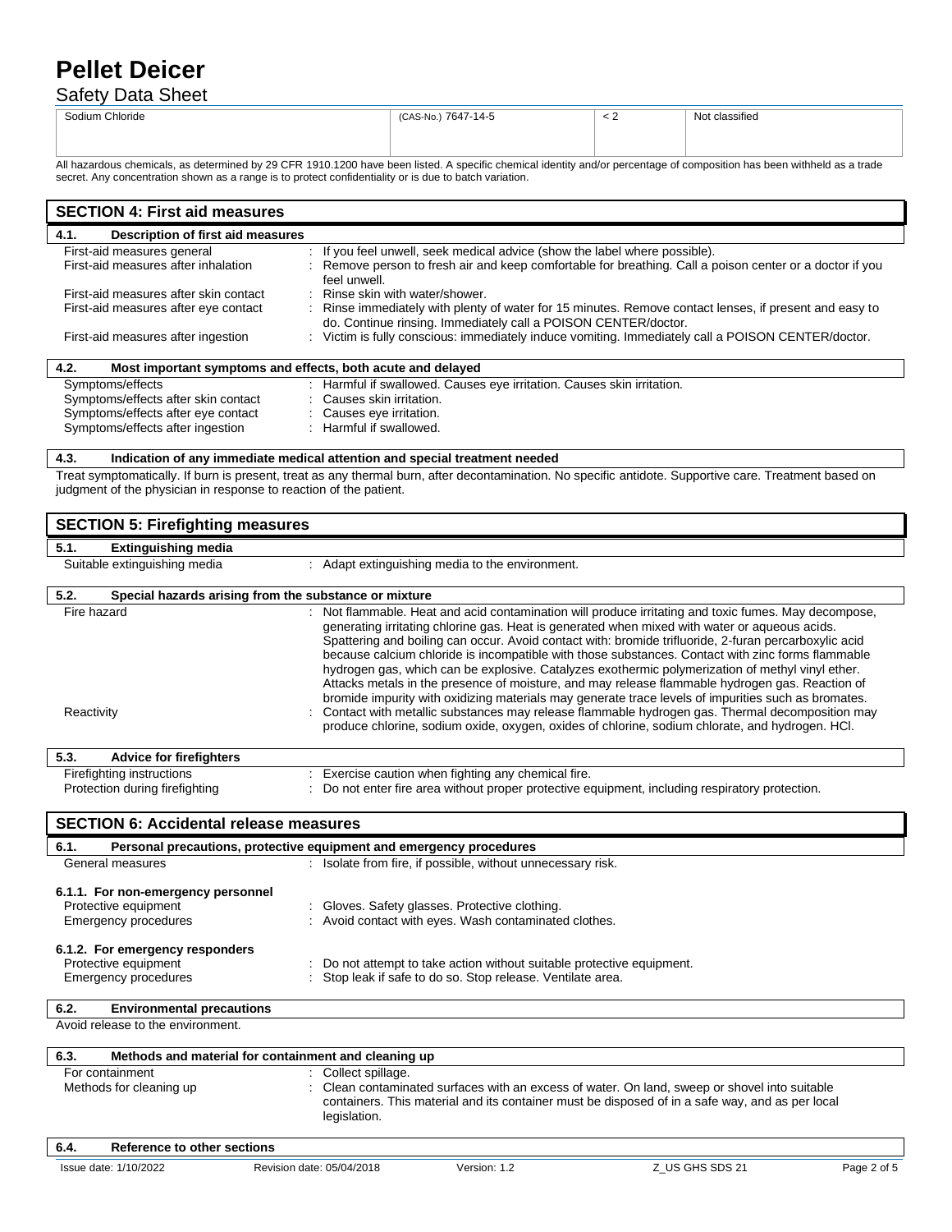| Sodium Chloride | (CAS-No.) 7647-14-5 | < 2 | Not classified |
|---|---|---|---|

All hazardous chemicals, as determined by 29 CFR 1910.1200 have been listed. A specific chemical identity and/or percentage of composition has been withheld as a trade secret. Any concentration shown as a range is to protect confidentiality or is due to batch variation.

## SECTION 4: First aid measures

### 4.1. Description of first aid measures

| | |
|---|---|
| First-aid measures general | : If you feel unwell, seek medical advice (show the label where possible). |
| First-aid measures after inhalation | : Remove person to fresh air and keep comfortable for breathing. Call a poison center or a doctor if you feel unwell. |
| First-aid measures after skin contact | : Rinse skin with water/shower. |
| First-aid measures after eye contact | : Rinse immediately with plenty of water for 15 minutes. Remove contact lenses, if present and easy to do. Continue rinsing. Immediately call a POISON CENTER/doctor. |
| First-aid measures after ingestion | : Victim is fully conscious: immediately induce vomiting. Immediately call a POISON CENTER/doctor. |

### 4.2. Most important symptoms and effects, both acute and delayed

| | |
|---|---|
| Symptoms/effects | : Harmful if swallowed. Causes eye irritation. Causes skin irritation. |
| Symptoms/effects after skin contact | : Causes skin irritation. |
| Symptoms/effects after eye contact | : Causes eye irritation. |
| Symptoms/effects after ingestion | : Harmful if swallowed. |

### 4.3. Indication of any immediate medical attention and special treatment needed

Treat symptomatically. If burn is present, treat as any thermal burn, after decontamination. No specific antidote. Supportive care. Treatment based on judgment of the physician in response to reaction of the patient.

## SECTION 5: Firefighting measures

### 5.1. Extinguishing media

| | |
|---|---|
| Suitable extinguishing media | : Adapt extinguishing media to the environment. |

### 5.2. Special hazards arising from the substance or mixture

| | |
|---|---|
| Fire hazard | : Not flammable. Heat and acid contamination will produce irritating and toxic fumes. May decompose, generating irritating chlorine gas. Heat is generated when mixed with water or aqueous acids. Spattering and boiling can occur. Avoid contact with: bromide trifluoride, 2-furan percarboxylic acid because calcium chloride is incompatible with those substances. Contact with zinc forms flammable hydrogen gas, which can be explosive. Catalyzes exothermic polymerization of methyl vinyl ether. Attacks metals in the presence of moisture, and may release flammable hydrogen gas. Reaction of bromide impurity with oxidizing materials may generate trace levels of impurities such as bromates. |
| Reactivity | : Contact with metallic substances may release flammable hydrogen gas. Thermal decomposition may produce chlorine, sodium oxide, oxygen, oxides of chlorine, sodium chlorate, and hydrogen. HCl. |

### 5.3. Advice for firefighters

| | |
|---|---|
| Firefighting instructions | : Exercise caution when fighting any chemical fire. |
| Protection during firefighting | : Do not enter fire area without proper protective equipment, including respiratory protection. |

## SECTION 6: Accidental release measures

### 6.1. Personal precautions, protective equipment and emergency procedures

| | |
|---|---|
| General measures | : Isolate from fire, if possible, without unnecessary risk. |

#### 6.1.1. For non-emergency personnel

| | |
|---|---|
| Protective equipment | : Gloves. Safety glasses. Protective clothing. |
| Emergency procedures | : Avoid contact with eyes. Wash contaminated clothes. |

#### 6.1.2. For emergency responders

| | |
|---|---|
| Protective equipment | : Do not attempt to take action without suitable protective equipment. |
| Emergency procedures | : Stop leak if safe to do so. Stop release. Ventilate area. |

### 6.2. Environmental precautions

Avoid release to the environment.

### 6.3. Methods and material for containment and cleaning up

| | |
|---|---|
| For containment | : Collect spillage. |
| Methods for cleaning up | : Clean contaminated surfaces with an excess of water. On land, sweep or shovel into suitable containers. This material and its container must be disposed of in a safe way, and as per local legislation. |

### 6.4. Reference to other sections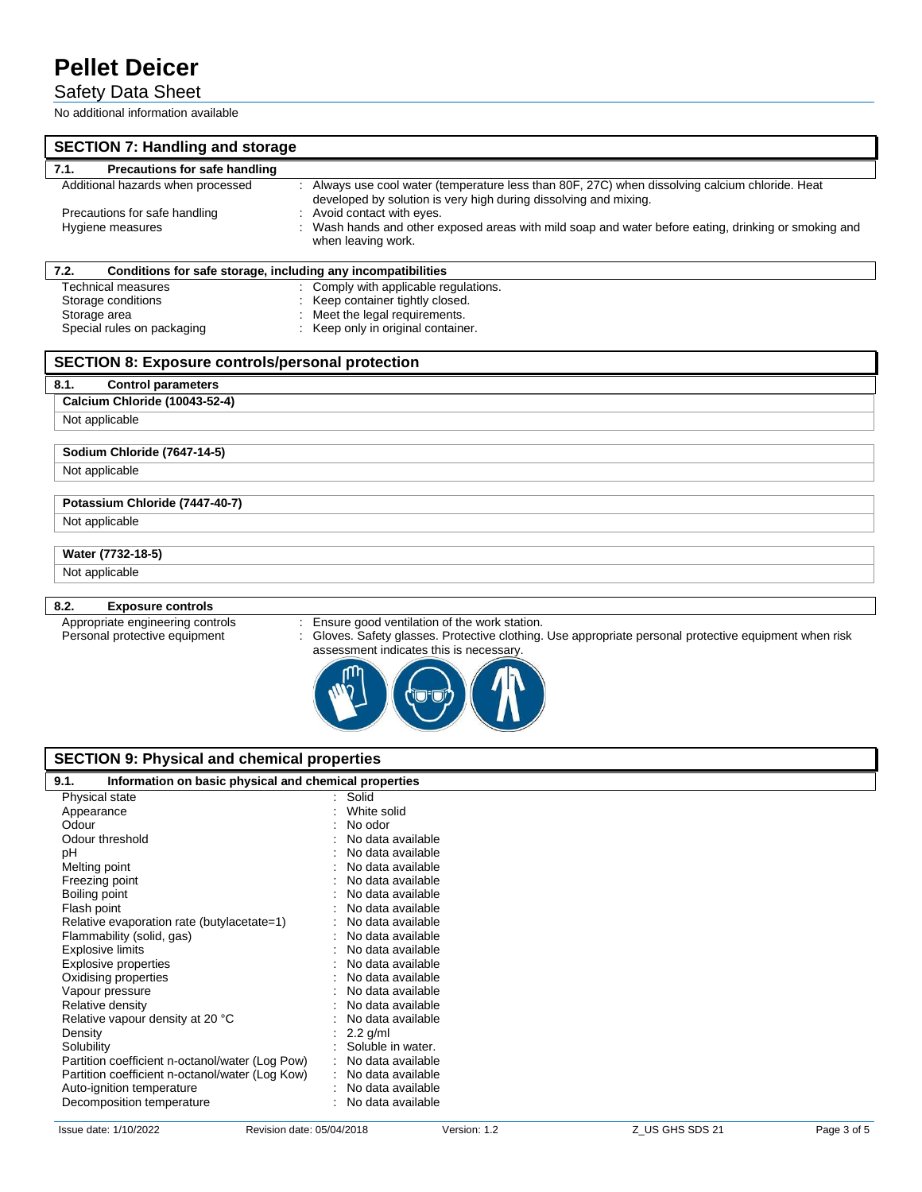No additional information available

## SECTION 7: Handling and storage

### 7.1. Precautions for safe handling

| | |
|---|---|
| Additional hazards when processed | : Always use cool water (temperature less than 80F, 27C) when dissolving calcium chloride. Heat developed by solution is very high during dissolving and mixing. |
| Precautions for safe handling | : Avoid contact with eyes. |
| Hygiene measures | : Wash hands and other exposed areas with mild soap and water before eating, drinking or smoking and when leaving work. |

### 7.2. Conditions for safe storage, including any incompatibilities

| | |
|---|---|
| Technical measures | : Comply with applicable regulations. |
| Storage conditions | : Keep container tightly closed. |
| Storage area | : Meet the legal requirements. |
| Special rules on packaging | : Keep only in original container. |

## SECTION 8: Exposure controls/personal protection

### 8.1. Control parameters

| Calcium Chloride (10043-52-4) |
|---|
| Not applicable |

| Sodium Chloride (7647-14-5) |
|---|
| Not applicable |

| Potassium Chloride (7447-40-7) |
|---|
| Not applicable |

| Water (7732-18-5) |
|---|
| Not applicable |

### 8.2. Exposure controls

| | |
|---|---|
| Appropriate engineering controls | : Ensure good ventilation of the work station. |
| Personal protective equipment | : Gloves. Safety glasses. Protective clothing. Use appropriate personal protective equipment when risk assessment indicates this is necessary. |

## SECTION 9: Physical and chemical properties

### 9.1. Information on basic physical and chemical properties

| | |
|---|---|
| Physical state | : Solid |
| Appearance | : White solid |
| Odour | : No odor |
| Odour threshold | : No data available |
| pH | : No data available |
| Melting point | : No data available |
| Freezing point | : No data available |
| Boiling point | : No data available |
| Flash point | : No data available |
| Relative evaporation rate (butylacetate=1) | : No data available |
| Flammability (solid, gas) | : No data available |
| Explosive limits | : No data available |
| Explosive properties | : No data available |
| Oxidising properties | : No data available |
| Vapour pressure | : No data available |
| Relative density | : No data available |
| Relative vapour density at 20 °C | : No data available |
| Density | : 2.2 g/ml |
| Solubility | : Soluble in water. |
| Partition coefficient n-octanol/water (Log Pow) | : No data available |
| Partition coefficient n-octanol/water (Log Kow) | : No data available |
| Auto-ignition temperature | : No data available |
| Decomposition temperature | : No data available |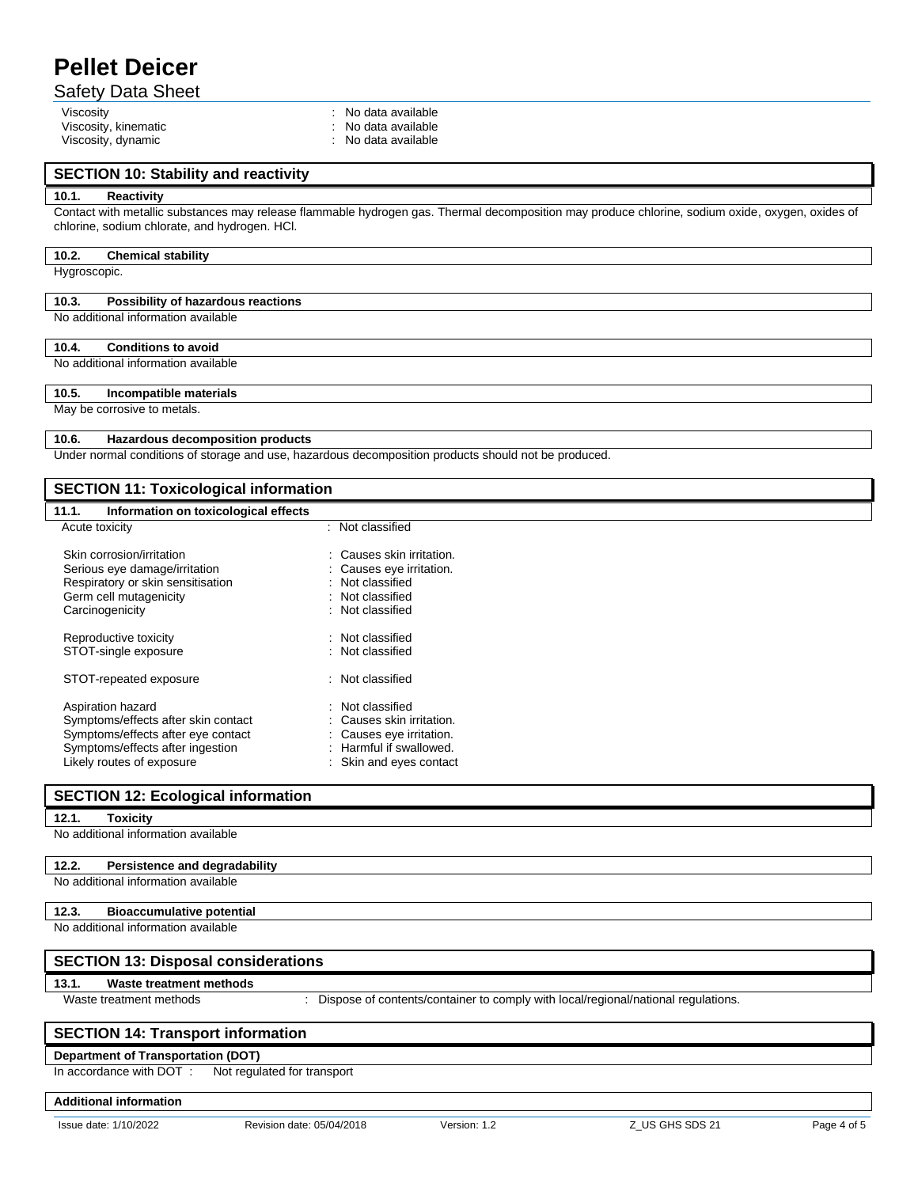| | |
|---|---|
| Viscosity | : No data available |
| Viscosity, kinematic | : No data available |
| Viscosity, dynamic | : No data available |

## SECTION 10: Stability and reactivity

### 10.1. Reactivity

Contact with metallic substances may release flammable hydrogen gas. Thermal decomposition may produce chlorine, sodium oxide, oxygen, oxides of chlorine, sodium chlorate, and hydrogen. HCl.

### 10.2. Chemical stability

Hygroscopic.

### 10.3. Possibility of hazardous reactions

No additional information available

### 10.4. Conditions to avoid

No additional information available

### 10.5. Incompatible materials

May be corrosive to metals.

### 10.6. Hazardous decomposition products

Under normal conditions of storage and use, hazardous decomposition products should not be produced.

## SECTION 11: Toxicological information

### 11.1. Information on toxicological effects

| | |
|---|---|
| Acute toxicity | : Not classified |
| Skin corrosion/irritation | : Causes skin irritation. |
| Serious eye damage/irritation | : Causes eye irritation. |
| Respiratory or skin sensitisation | : Not classified |
| Germ cell mutagenicity | : Not classified |
| Carcinogenicity | : Not classified |
| Reproductive toxicity | : Not classified |
| STOT-single exposure | : Not classified |
| STOT-repeated exposure | : Not classified |
| Aspiration hazard | : Not classified |
| Symptoms/effects after skin contact | : Causes skin irritation. |
| Symptoms/effects after eye contact | : Causes eye irritation. |
| Symptoms/effects after ingestion | : Harmful if swallowed. |
| Likely routes of exposure | : Skin and eyes contact |

## SECTION 12: Ecological information

### 12.1. Toxicity

No additional information available

### 12.2. Persistence and degradability

No additional information available

### 12.3. Bioaccumulative potential

No additional information available

## SECTION 13: Disposal considerations

### 13.1. Waste treatment methods

| | |
|---|---|
| Waste treatment methods | : Dispose of contents/container to comply with local/regional/national regulations. |

## SECTION 14: Transport information

**Department of Transportation (DOT)**

In accordance with DOT : Not regulated for transport

**Additional information**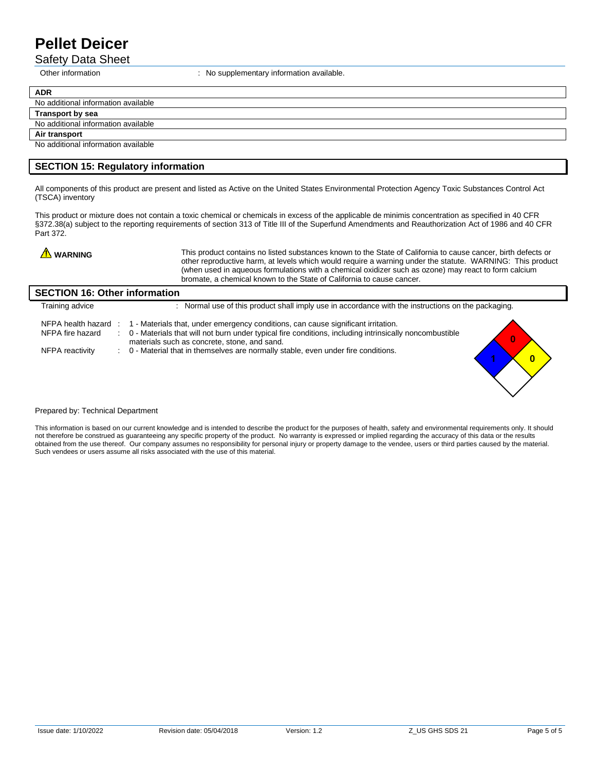Other information : No supplementary information available.

**ADR**

No additional information available

**Transport by sea**

No additional information available

**Air transport**

No additional information available

## SECTION 15: Regulatory information

All components of this product are present and listed as Active on the United States Environmental Protection Agency Toxic Substances Control Act (TSCA) inventory

This product or mixture does not contain a toxic chemical or chemicals in excess of the applicable de minimis concentration as specified in 40 CFR §372.38(a) subject to the reporting requirements of section 313 of Title III of the Superfund Amendments and Reauthorization Act of 1986 and 40 CFR Part 372.

**WARNING** This product contains no listed substances known to the State of California to cause cancer, birth defects or other reproductive harm, at levels which would require a warning under the statute. WARNING: This product (when used in aqueous formulations with a chemical oxidizer such as ozone) may react to form calcium bromate, a chemical known to the State of California to cause cancer.

## SECTION 16: Other information

Training advice : Normal use of this product shall imply use in accordance with the instructions on the packaging.

NFPA health hazard : 1 - Materials that, under emergency conditions, can cause significant irritation.

NFPA fire hazard : 0 - Materials that will not burn under typical fire conditions, including intrinsically noncombustible materials such as concrete, stone, and sand.

NFPA reactivity : 0 - Material that in themselves are normally stable, even under fire conditions.

0

1

0

Prepared by: Technical Department

This information is based on our current knowledge and is intended to describe the product for the purposes of health, safety and environmental requirements only. It should not therefore be construed as guaranteeing any specific property of the product. No warranty is expressed or implied regarding the accuracy of this data or the results obtained from the use thereof. Our company assumes no responsibility for personal injury or property damage to the vendee, users or third parties caused by the material. Such vendees or users assume all risks associated with the use of this material.